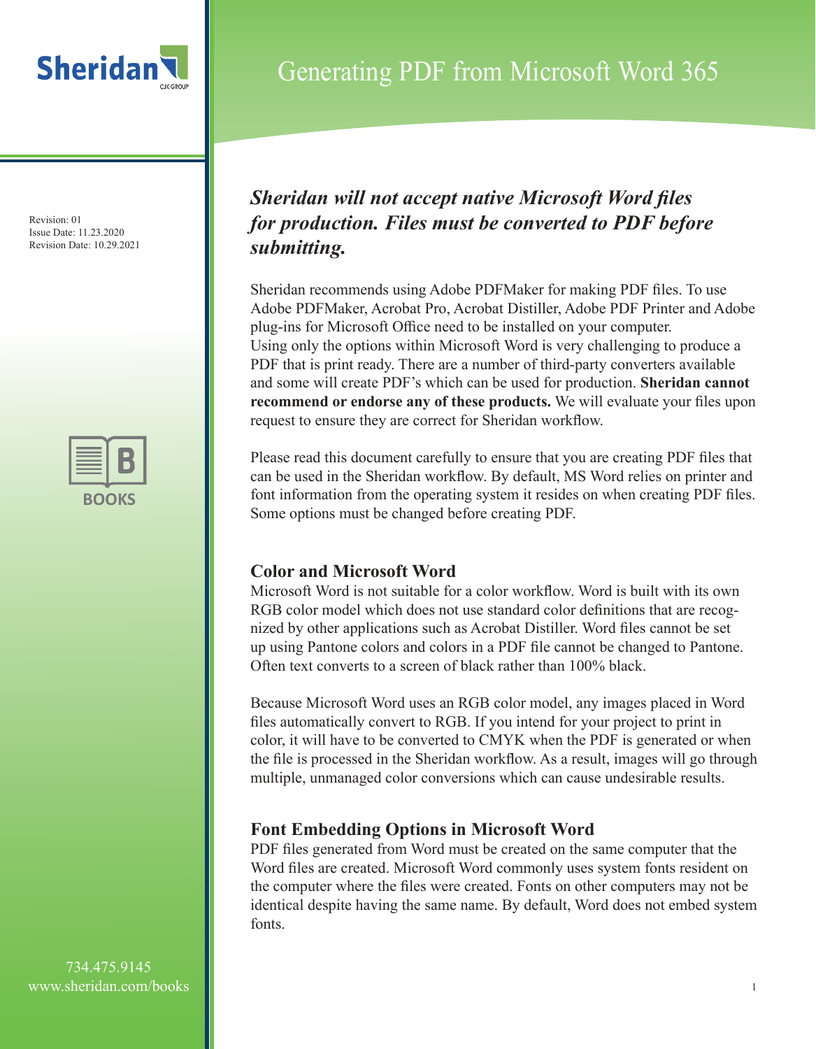# Generating PDF from Microsoft Word 365

Revision: 01
Issue Date: 11.23.2020
Revision Date: 10.29.2021

***Sheridan will not accept native Microsoft Word files for production. Files must be converted to PDF before submitting.***

Sheridan recommends using Adobe PDFMaker for making PDF files. To use Adobe PDFMaker, Acrobat Pro, Acrobat Distiller, Adobe PDF Printer and Adobe plug-ins for Microsoft Office need to be installed on your computer. Using only the options within Microsoft Word is very challenging to produce a PDF that is print ready. There are a number of third-party converters available and some will create PDF's which can be used for production. **Sheridan cannot recommend or endorse any of these products.** We will evaluate your files upon request to ensure they are correct for Sheridan workflow.

Please read this document carefully to ensure that you are creating PDF files that can be used in the Sheridan workflow. By default, MS Word relies on printer and font information from the operating system it resides on when creating PDF files. Some options must be changed before creating PDF.

## Color and Microsoft Word

Microsoft Word is not suitable for a color workflow. Word is built with its own RGB color model which does not use standard color definitions that are recognized by other applications such as Acrobat Distiller. Word files cannot be set up using Pantone colors and colors in a PDF file cannot be changed to Pantone. Often text converts to a screen of black rather than 100% black.

Because Microsoft Word uses an RGB color model, any images placed in Word files automatically convert to RGB. If you intend for your project to print in color, it will have to be converted to CMYK when the PDF is generated or when the file is processed in the Sheridan workflow. As a result, images will go through multiple, unmanaged color conversions which can cause undesirable results.

## Font Embedding Options in Microsoft Word

PDF files generated from Word must be created on the same computer that the Word files are created. Microsoft Word commonly uses system fonts resident on the computer where the files were created. Fonts on other computers may not be identical despite having the same name. By default, Word does not embed system fonts.

734.475.9145
www.sheridan.com/books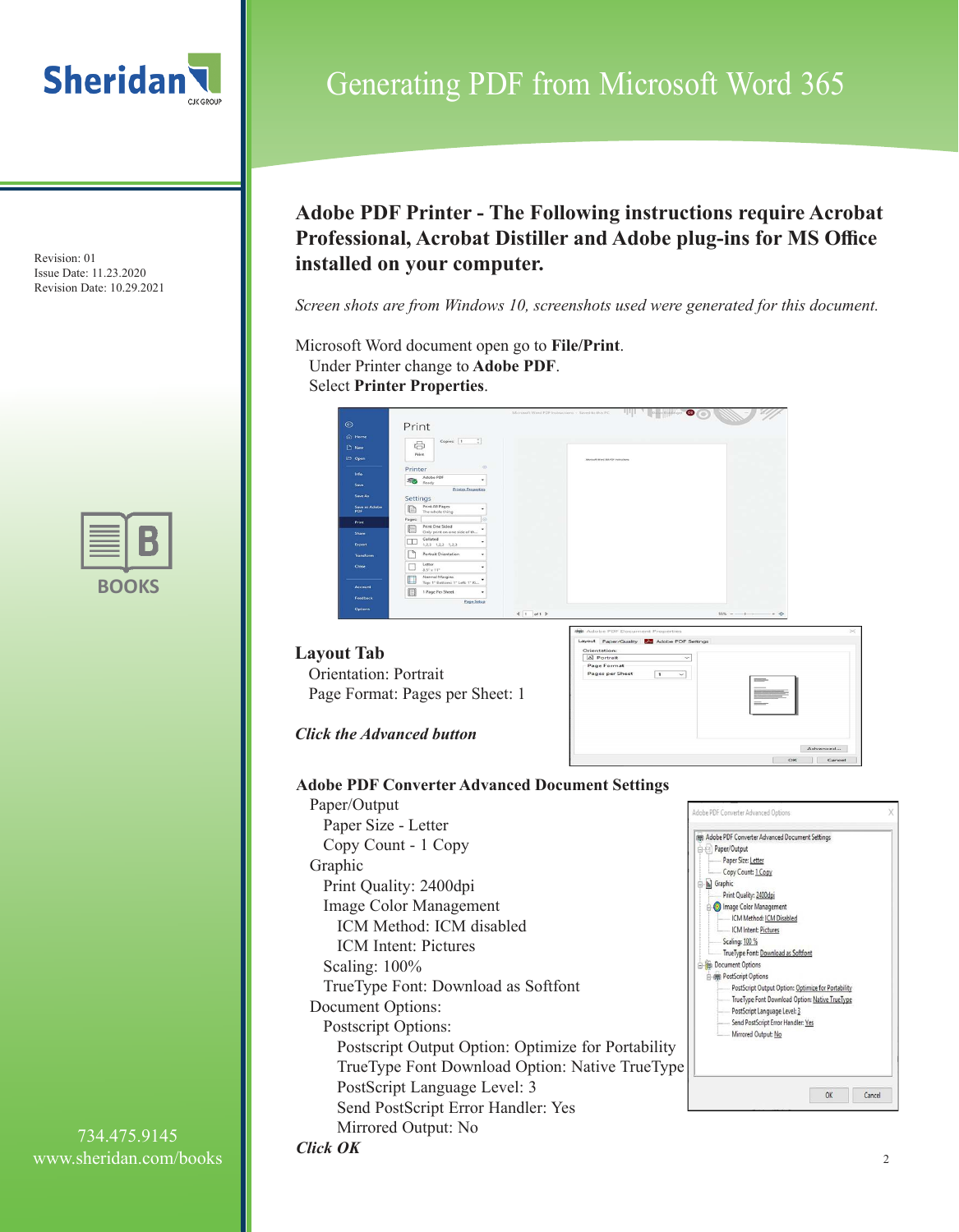# Generating PDF from Microsoft Word 365

Revision: 01
Issue Date: 11.23.2020
Revision Date: 10.29.2021

## Adobe PDF Printer - The Following instructions require Acrobat Professional, Acrobat Distiller and Adobe plug-ins for MS Office installed on your computer.

*Screen shots are from Windows 10, screenshots used were generated for this document.*

Microsoft Word document open go to **File/Print**.
Under Printer change to **Adobe PDF**.
Select **Printer Properties**.

**Layout Tab**
Orientation: Portrait
Page Format: Pages per Sheet: 1

***Click the Advanced button***

**Adobe PDF Converter Advanced Document Settings**

- Paper/Output
  - Paper Size - Letter
  - Copy Count - 1 Copy
- Graphic
  - Print Quality: 2400dpi
  - Image Color Management
    - ICM Method: ICM disabled
    - ICM Intent: Pictures
  - Scaling: 100%
  - TrueType Font: Download as Softfont
- Document Options:
  - Postscript Options:
    - Postscript Output Option: Optimize for Portability
    - TrueType Font Download Option: Native TrueType
    - PostScript Language Level: 3
    - Send PostScript Error Handler: Yes
    - Mirrored Output: No

***Click OK***

734.475.9145
www.sheridan.com/books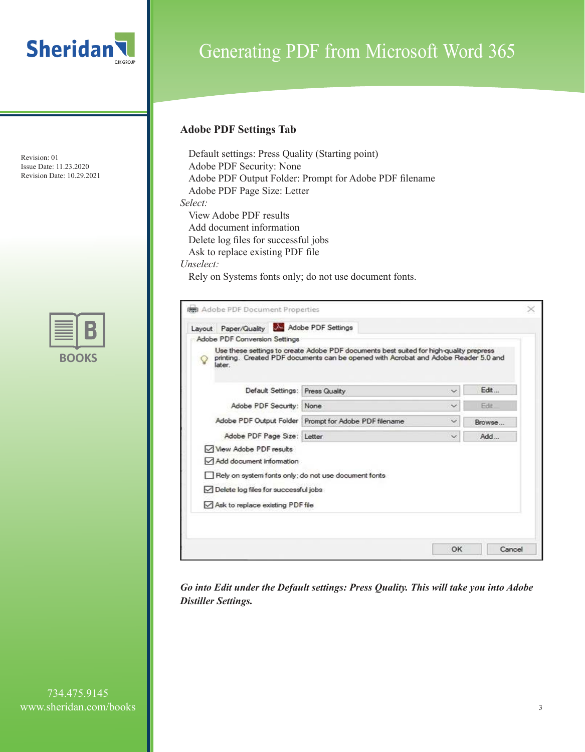# Generating PDF from Microsoft Word 365

Revision: 01
Issue Date: 11.23.2020
Revision Date: 10.29.2021

### Adobe PDF Settings Tab

Default settings: Press Quality (Starting point)
Adobe PDF Security: None
Adobe PDF Output Folder: Prompt for Adobe PDF filename
Adobe PDF Page Size: Letter

*Select:*

View Adobe PDF results
Add document information
Delete log files for successful jobs
Ask to replace existing PDF file

*Unselect:*

Rely on Systems fonts only; do not use document fonts.

***Go into Edit under the Default settings: Press Quality. This will take you into Adobe Distiller Settings.***

734.475.9145
www.sheridan.com/books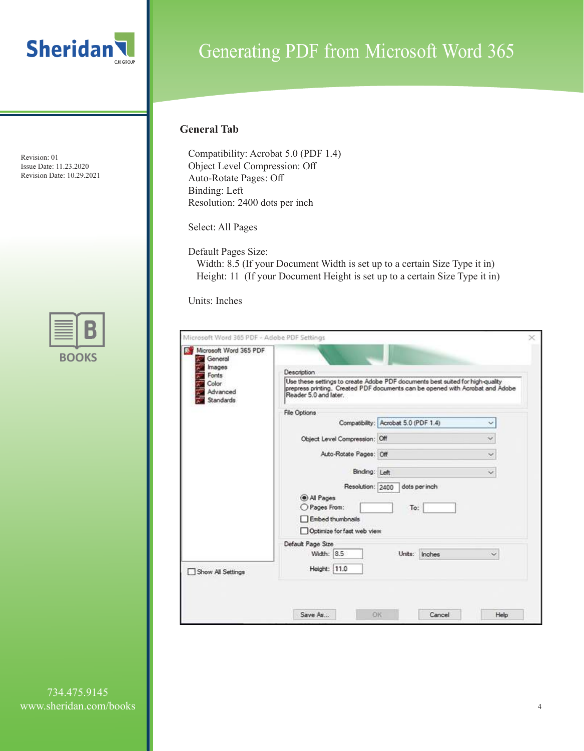# Generating PDF from Microsoft Word 365

Revision: 01
Issue Date: 11.23.2020
Revision Date: 10.29.2021

## General Tab

Compatibility: Acrobat 5.0 (PDF 1.4)
Object Level Compression: Off
Auto-Rotate Pages: Off
Binding: Left
Resolution: 2400 dots per inch

Select: All Pages

Default Pages Size:
Width: 8.5 (If your Document Width is set up to a certain Size Type it in)
Height: 11 (If your Document Height is set up to a certain Size Type it in)

Units: Inches

734.475.9145
www.sheridan.com/books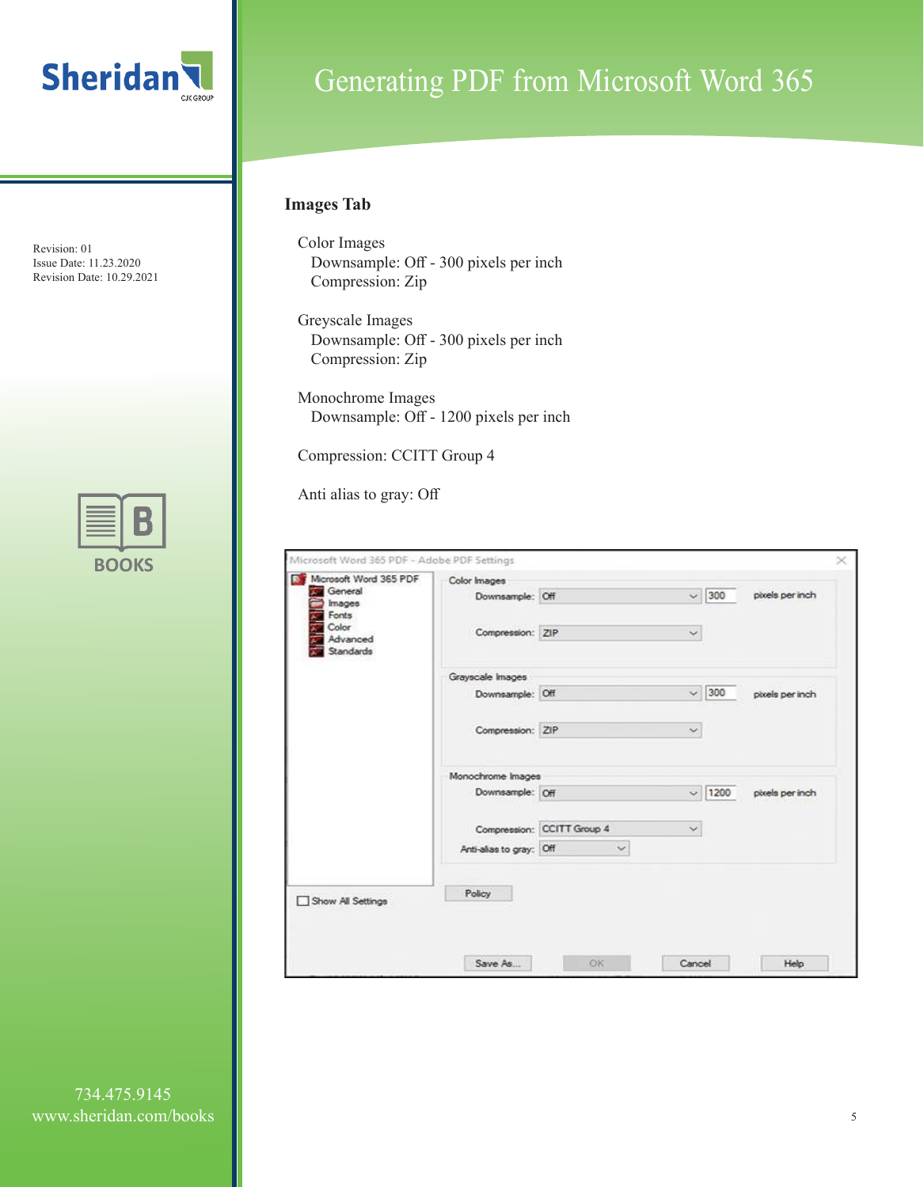# Generating PDF from Microsoft Word 365

Revision: 01
Issue Date: 11.23.2020
Revision Date: 10.29.2021

## Images Tab

Color Images
  Downsample: Off - 300 pixels per inch
  Compression: Zip

Greyscale Images
  Downsample: Off - 300 pixels per inch
  Compression: Zip

Monochrome Images
  Downsample: Off - 1200 pixels per inch

Compression: CCITT Group 4

Anti alias to gray: Off

734.475.9145
www.sheridan.com/books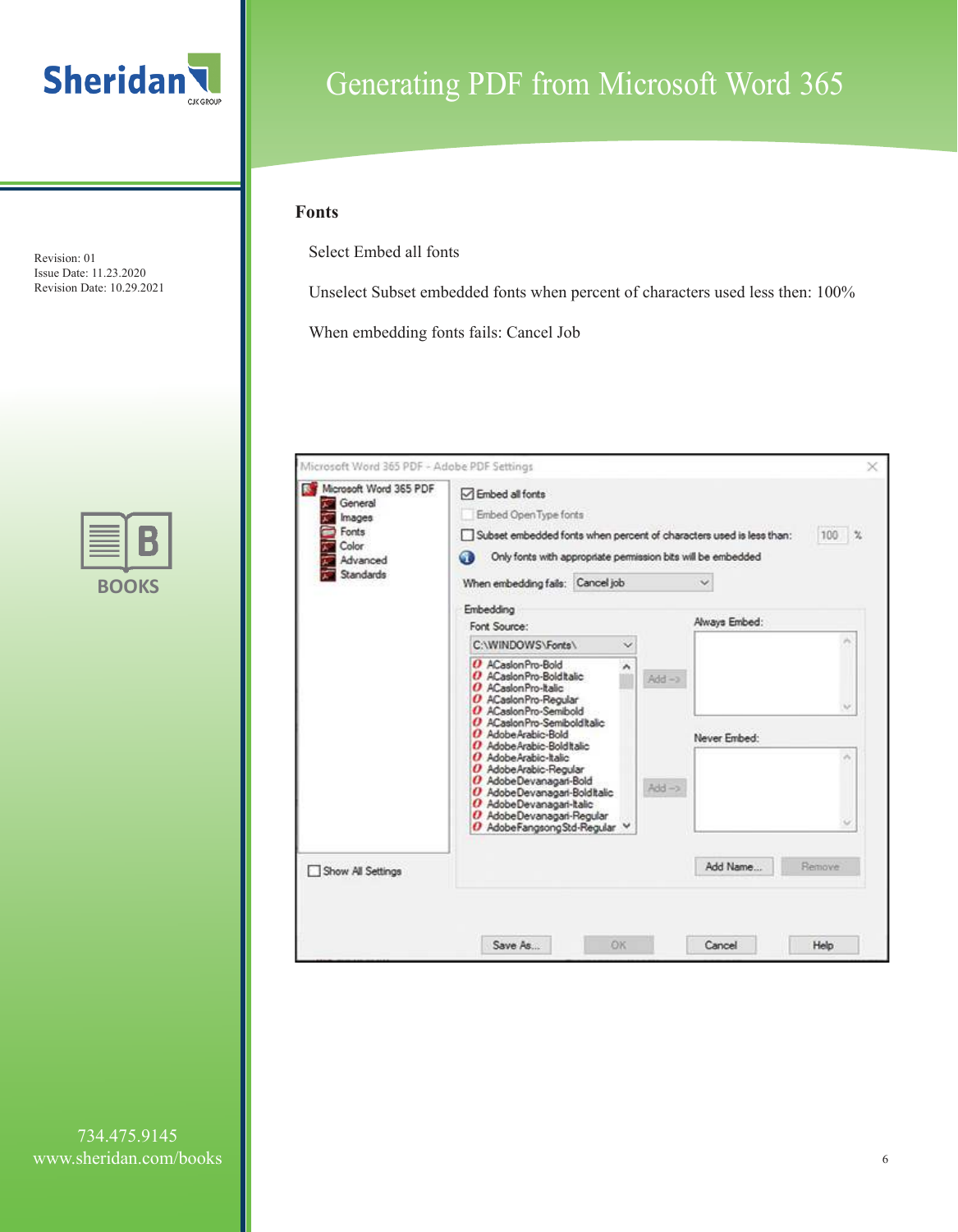## Fonts

Select Embed all fonts

Unselect Subset embedded fonts when percent of characters used less then: 100%

When embedding fonts fails: Cancel Job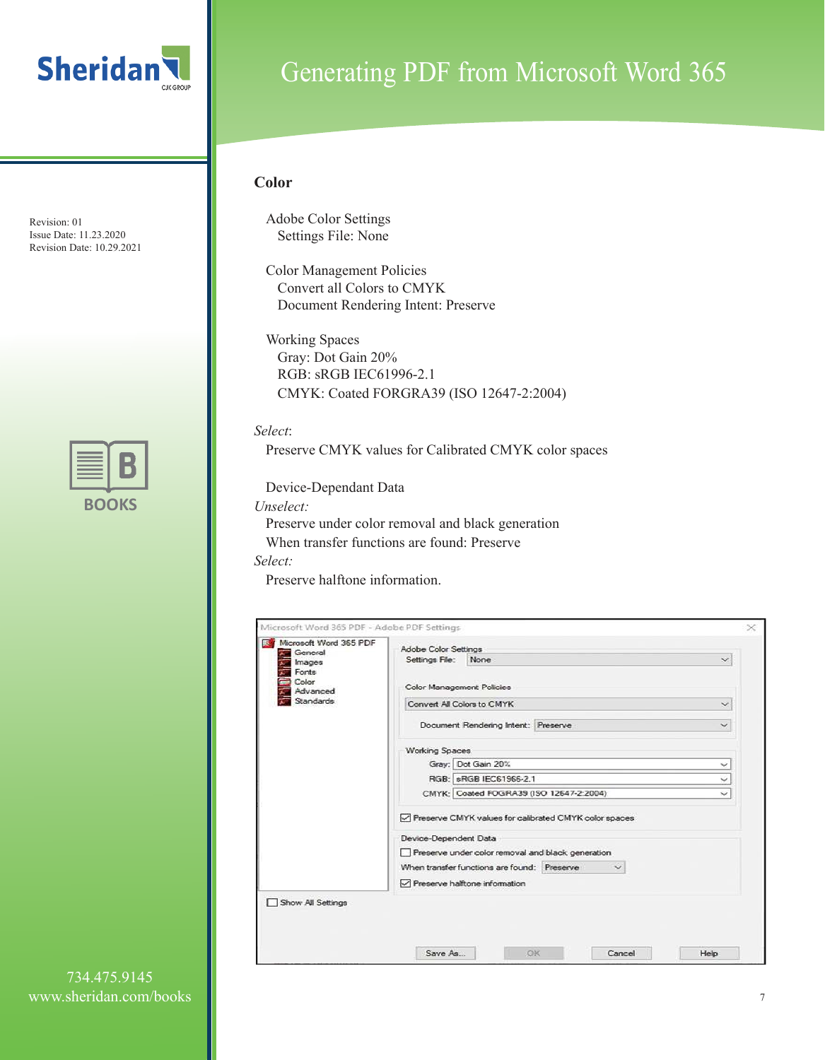## Color

Adobe Color Settings
  Settings File: None

Color Management Policies
  Convert all Colors to CMYK
  Document Rendering Intent: Preserve

Working Spaces
  Gray: Dot Gain 20%
  RGB: sRGB IEC61996-2.1
  CMYK: Coated FORGRA39 (ISO 12647-2:2004)

*Select*:
  Preserve CMYK values for Calibrated CMYK color spaces

  Device-Dependant Data

*Unselect:*
  Preserve under color removal and black generation
  When transfer functions are found: Preserve

*Select:*
  Preserve halftone information.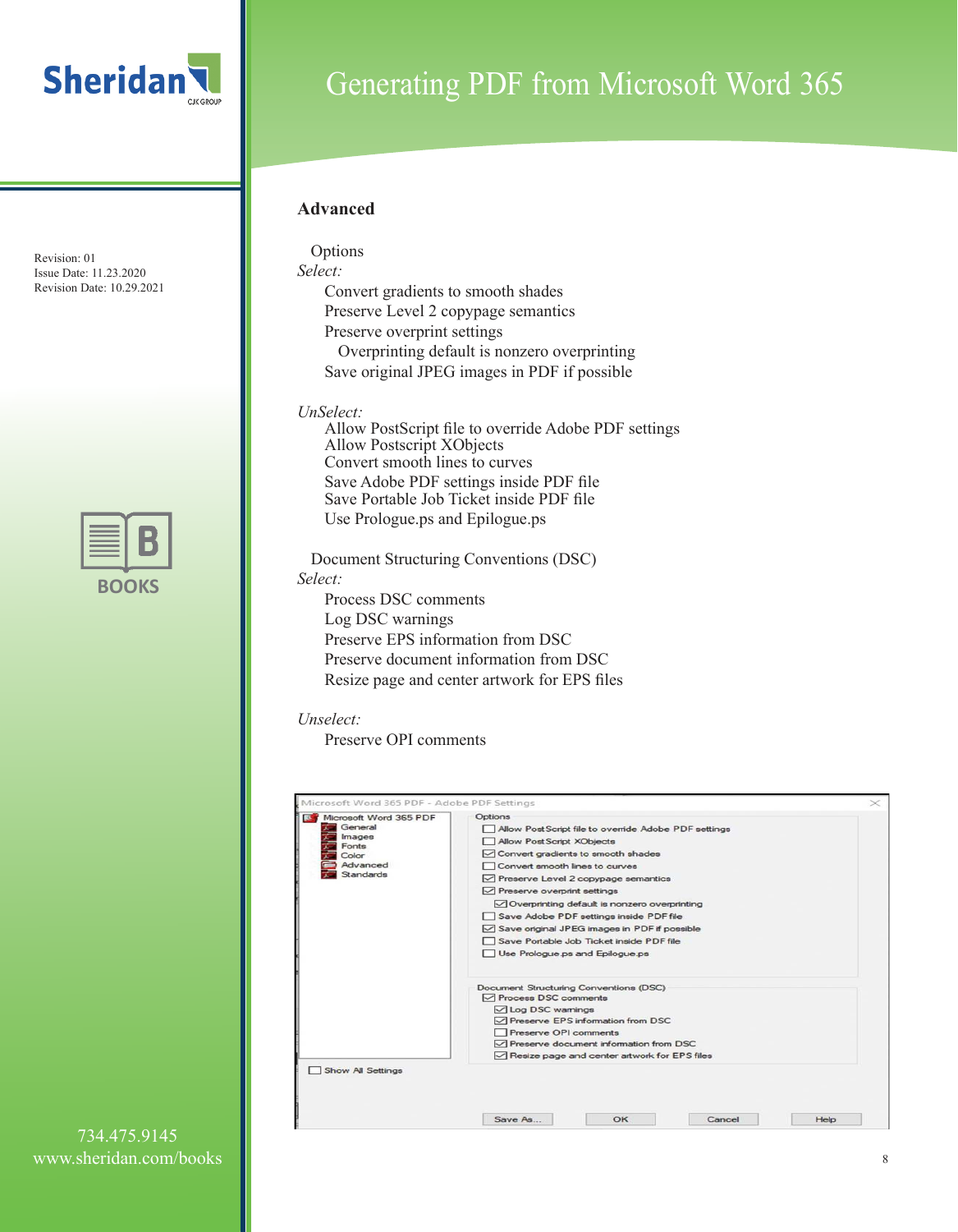# Generating PDF from Microsoft Word 365

Revision: 01
Issue Date: 11.23.2020
Revision Date: 10.29.2021

## Advanced

Options

*Select:*

- Convert gradients to smooth shades
- Preserve Level 2 copypage semantics
- Preserve overprint settings
  - Overprinting default is nonzero overprinting
- Save original JPEG images in PDF if possible

*UnSelect:*

- Allow PostScript file to override Adobe PDF settings
- Allow Postscript XObjects
- Convert smooth lines to curves
- Save Adobe PDF settings inside PDF file
- Save Portable Job Ticket inside PDF file
- Use Prologue.ps and Epilogue.ps

Document Structuring Conventions (DSC)

*Select:*

- Process DSC comments
- Log DSC warnings
- Preserve EPS information from DSC
- Preserve document information from DSC
- Resize page and center artwork for EPS files

*Unselect:*

- Preserve OPI comments

734.475.9145
www.sheridan.com/books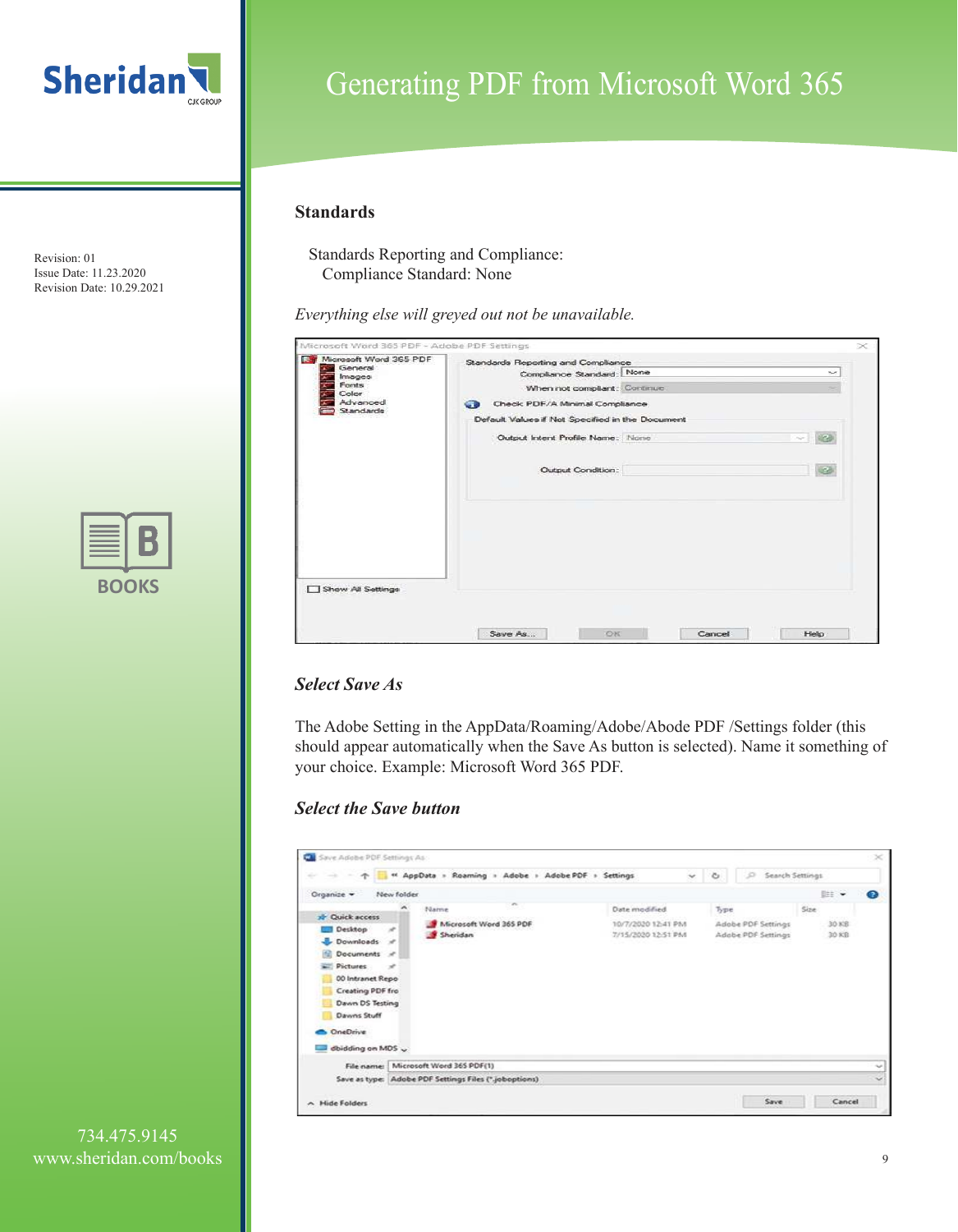## Standards

Standards Reporting and Compliance:
Compliance Standard: None

*Everything else will greyed out not be unavailable.*

### *Select Save As*

The Adobe Setting in the AppData/Roaming/Adobe/Abode PDF /Settings folder (this should appear automatically when the Save As button is selected). Name it something of your choice. Example: Microsoft Word 365 PDF.

### *Select the Save button*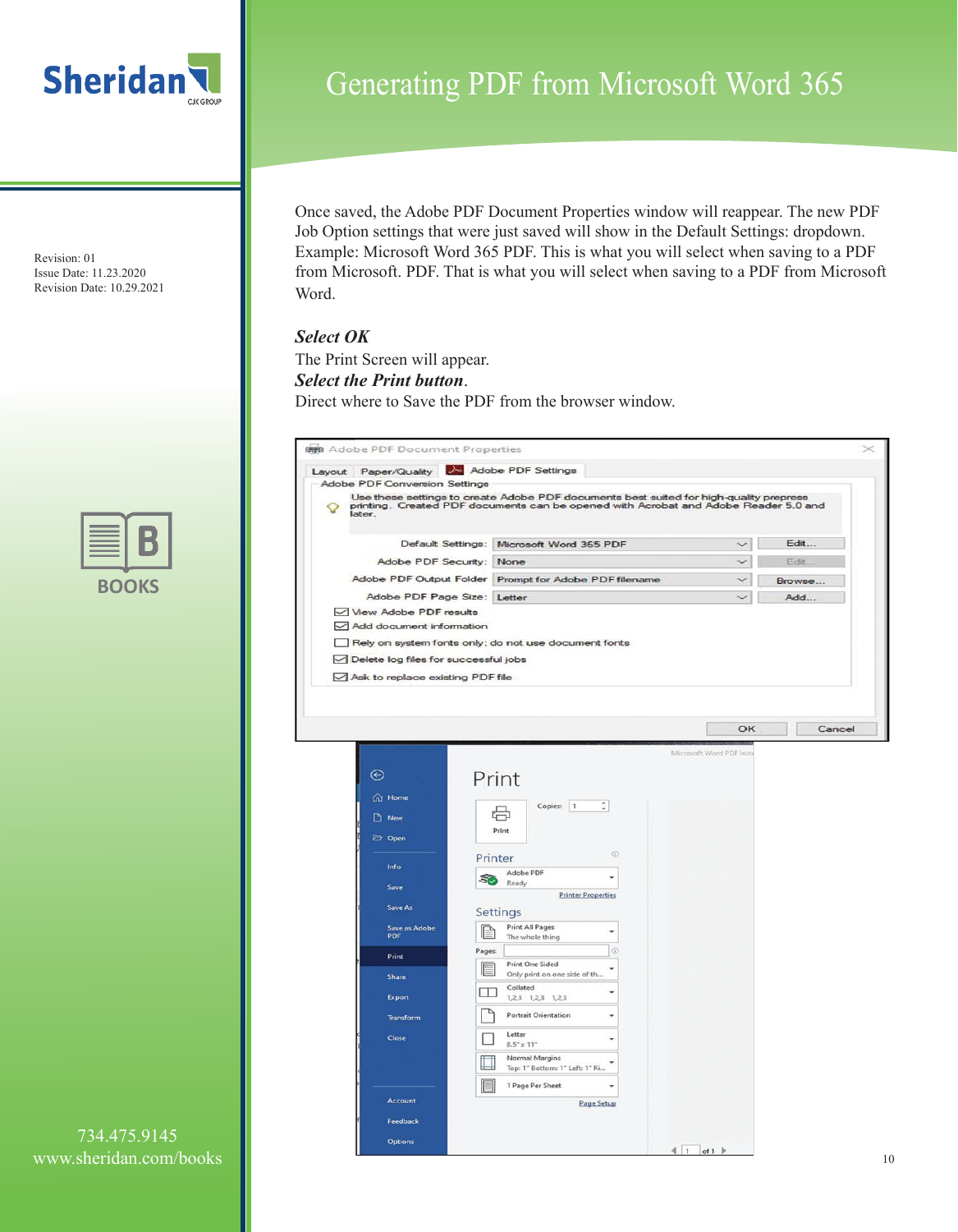# Generating PDF from Microsoft Word 365

Revision: 01
Issue Date: 11.23.2020
Revision Date: 10.29.2021

Once saved, the Adobe PDF Document Properties window will reappear. The new PDF Job Option settings that were just saved will show in the Default Settings: dropdown. Example: Microsoft Word 365 PDF. This is what you will select when saving to a PDF from Microsoft. PDF. That is what you will select when saving to a PDF from Microsoft Word.

***Select OK***

The Print Screen will appear.

***Select the Print button***.

Direct where to Save the PDF from the browser window.

734.475.9145
www.sheridan.com/books